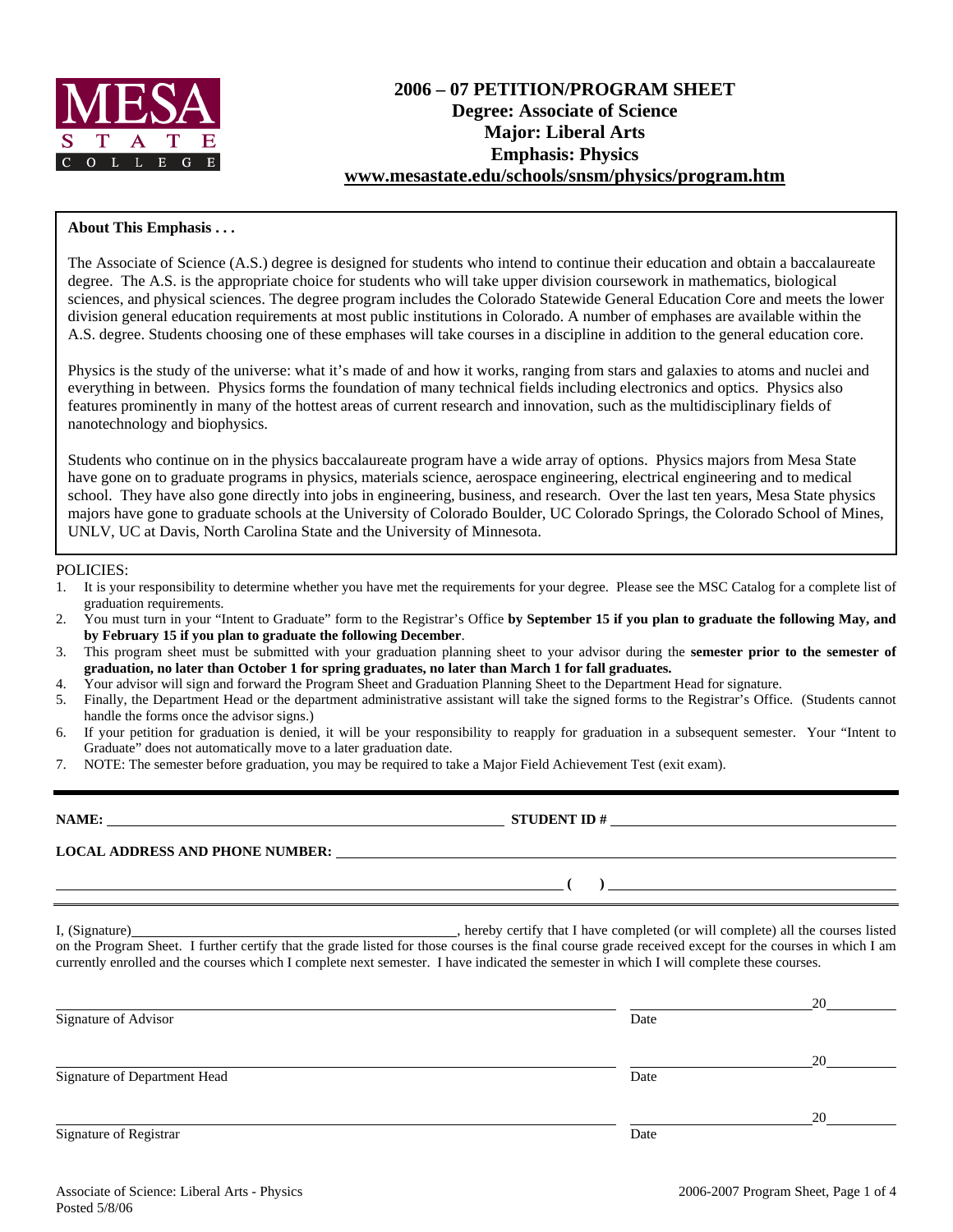MESA STATE COLLEGE

# 2006 – 07 PETITION/PROGRAM SHEET
## Degree: Associate of Science
## Major: Liberal Arts
## Emphasis: Physics
**www.mesastate.edu/schools/snsm/physics/program.htm**

**About This Emphasis . . .**

The Associate of Science (A.S.) degree is designed for students who intend to continue their education and obtain a baccalaureate degree. The A.S. is the appropriate choice for students who will take upper division coursework in mathematics, biological sciences, and physical sciences. The degree program includes the Colorado Statewide General Education Core and meets the lower division general education requirements at most public institutions in Colorado. A number of emphases are available within the A.S. degree. Students choosing one of these emphases will take courses in a discipline in addition to the general education core.

Physics is the study of the universe: what it's made of and how it works, ranging from stars and galaxies to atoms and nuclei and everything in between. Physics forms the foundation of many technical fields including electronics and optics. Physics also features prominently in many of the hottest areas of current research and innovation, such as the multidisciplinary fields of nanotechnology and biophysics.

Students who continue on in the physics baccalaureate program have a wide array of options. Physics majors from Mesa State have gone on to graduate programs in physics, materials science, aerospace engineering, electrical engineering and to medical school. They have also gone directly into jobs in engineering, business, and research. Over the last ten years, Mesa State physics majors have gone to graduate schools at the University of Colorado Boulder, UC Colorado Springs, the Colorado School of Mines, UNLV, UC at Davis, North Carolina State and the University of Minnesota.

POLICIES:

1. It is your responsibility to determine whether you have met the requirements for your degree. Please see the MSC Catalog for a complete list of graduation requirements.
2. You must turn in your "Intent to Graduate" form to the Registrar's Office **by September 15 if you plan to graduate the following May, and by February 15 if you plan to graduate the following December**.
3. This program sheet must be submitted with your graduation planning sheet to your advisor during the **semester prior to the semester of graduation, no later than October 1 for spring graduates, no later than March 1 for fall graduates.**
4. Your advisor will sign and forward the Program Sheet and Graduation Planning Sheet to the Department Head for signature.
5. Finally, the Department Head or the department administrative assistant will take the signed forms to the Registrar's Office. (Students cannot handle the forms once the advisor signs.)
6. If your petition for graduation is denied, it will be your responsibility to reapply for graduation in a subsequent semester. Your "Intent to Graduate" does not automatically move to a later graduation date.
7. NOTE: The semester before graduation, you may be required to take a Major Field Achievement Test (exit exam).

---

**NAME:** ______________________________ **STUDENT ID #** ______________________________

**LOCAL ADDRESS AND PHONE NUMBER:** ______________________________

______________________________ **( )** ______________________________

I, (Signature)______________________________, hereby certify that I have completed (or will complete) all the courses listed on the Program Sheet. I further certify that the grade listed for those courses is the final course grade received except for the courses in which I am currently enrolled and the courses which I complete next semester. I have indicated the semester in which I will complete these courses.

______________________________ ______________ 20______
Signature of Advisor Date

______________________________ ______________ 20______
Signature of Department Head Date

______________________________ ______________ 20______
Signature of Registrar Date

Associate of Science: Liberal Arts - Physics
Posted 5/8/06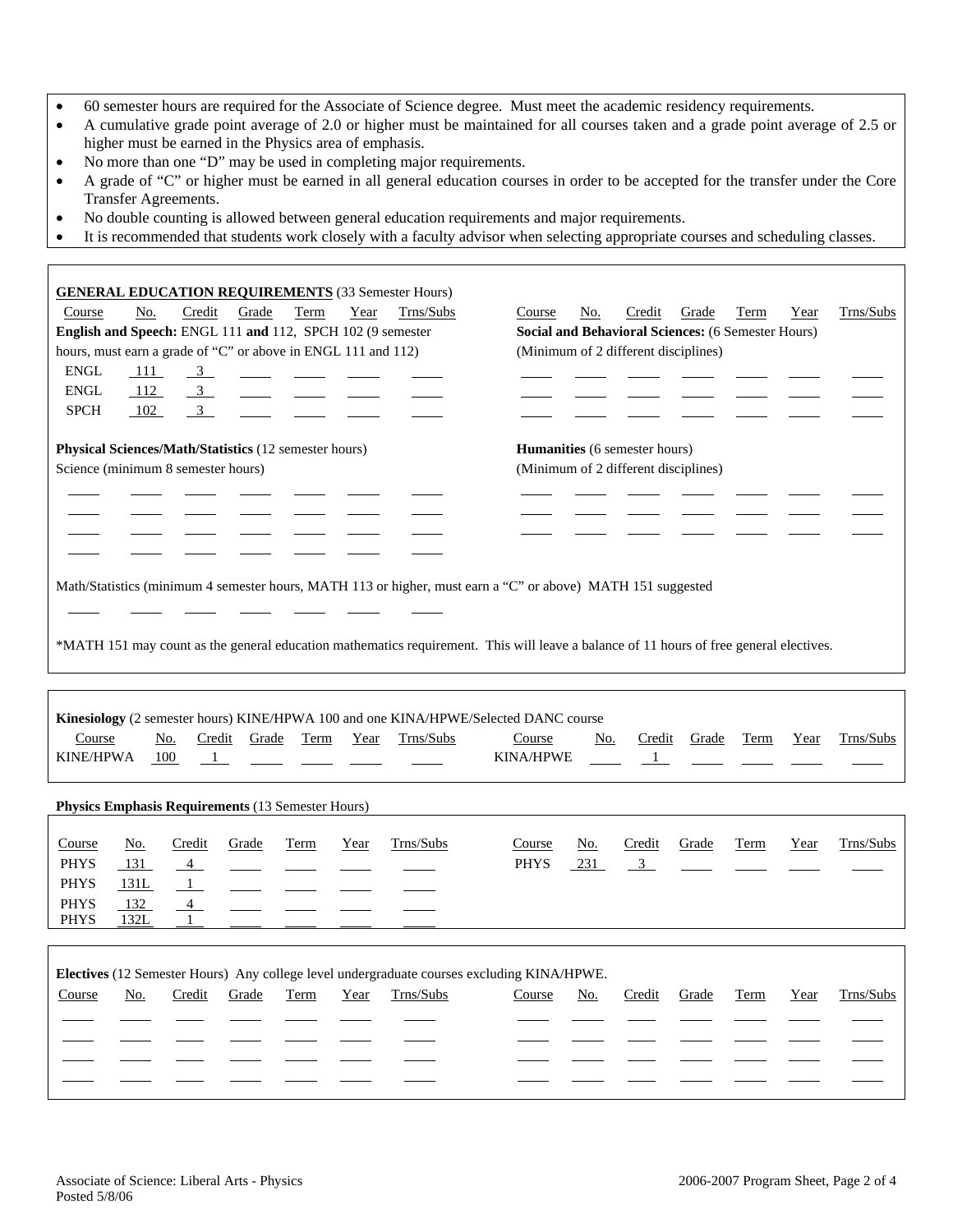- 60 semester hours are required for the Associate of Science degree. Must meet the academic residency requirements.
- A cumulative grade point average of 2.0 or higher must be maintained for all courses taken and a grade point average of 2.5 or higher must be earned in the Physics area of emphasis.
- No more than one "D" may be used in completing major requirements.
- A grade of "C" or higher must be earned in all general education courses in order to be accepted for the transfer under the Core Transfer Agreements.
- No double counting is allowed between general education requirements and major requirements.
- It is recommended that students work closely with a faculty advisor when selecting appropriate courses and scheduling classes.

## GENERAL EDUCATION REQUIREMENTS (33 Semester Hours)

**English and Speech:** ENGL 111 **and** 112, SPCH 102 (9 semester hours, must earn a grade of "C" or above in ENGL 111 and 112)

| Course | No. | Credit | Grade | Term | Year | Trns/Subs |
|---|---|---|---|---|---|---|
| ENGL | 111 | 3 | | | | |
| ENGL | 112 | 3 | | | | |
| SPCH | 102 | 3 | | | | |

**Physical Sciences/Math/Statistics** (12 semester hours)

Science (minimum 8 semester hours)

| Course | No. | Credit | Grade | Term | Year | Trns/Subs |
|---|---|---|---|---|---|---|
| | | | | | | |
| | | | | | | |
| | | | | | | |
| | | | | | | |

Math/Statistics (minimum 4 semester hours, MATH 113 or higher, must earn a "C" or above) MATH 151 suggested

| Course | No. | Credit | Grade | Term | Year | Trns/Subs |
|---|---|---|---|---|---|---|
| | | | | | | |

**Social and Behavioral Sciences:** (6 Semester Hours) (Minimum of 2 different disciplines)

| Course | No. | Credit | Grade | Term | Year | Trns/Subs |
|---|---|---|---|---|---|---|
| | | | | | | |
| | | | | | | |

**Humanities** (6 semester hours) (Minimum of 2 different disciplines)

| Course | No. | Credit | Grade | Term | Year | Trns/Subs |
|---|---|---|---|---|---|---|
| | | | | | | |
| | | | | | | |
| | | | | | | |

*MATH 151 may count as the general education mathematics requirement. This will leave a balance of 11 hours of free general electives.

## Kinesiology (2 semester hours) KINE/HPWA 100 and one KINA/HPWE/Selected DANC course

| Course | No. | Credit | Grade | Term | Year | Trns/Subs |
|---|---|---|---|---|---|---|
| KINE/HPWA | 100 | 1 | | | | |
| KINA/HPWE | | 1 | | | | |

## Physics Emphasis Requirements (13 Semester Hours)

| Course | No. | Credit | Grade | Term | Year | Trns/Subs |
|---|---|---|---|---|---|---|
| PHYS | 131 | 4 | | | | |
| PHYS | 131L | 1 | | | | |
| PHYS | 132 | 4 | | | | |
| PHYS | 132L | 1 | | | | |
| PHYS | 231 | 3 | | | | |

## Electives (12 Semester Hours) Any college level undergraduate courses excluding KINA/HPWE.

| Course | No. | Credit | Grade | Term | Year | Trns/Subs |
|---|---|---|---|---|---|---|
| | | | | | | |
| | | | | | | |
| | | | | | | |
| | | | | | | |
| | | | | | | |
| | | | | | | |
| | | | | | | |
| | | | | | | |

Associate of Science: Liberal Arts - Physics
Posted 5/8/06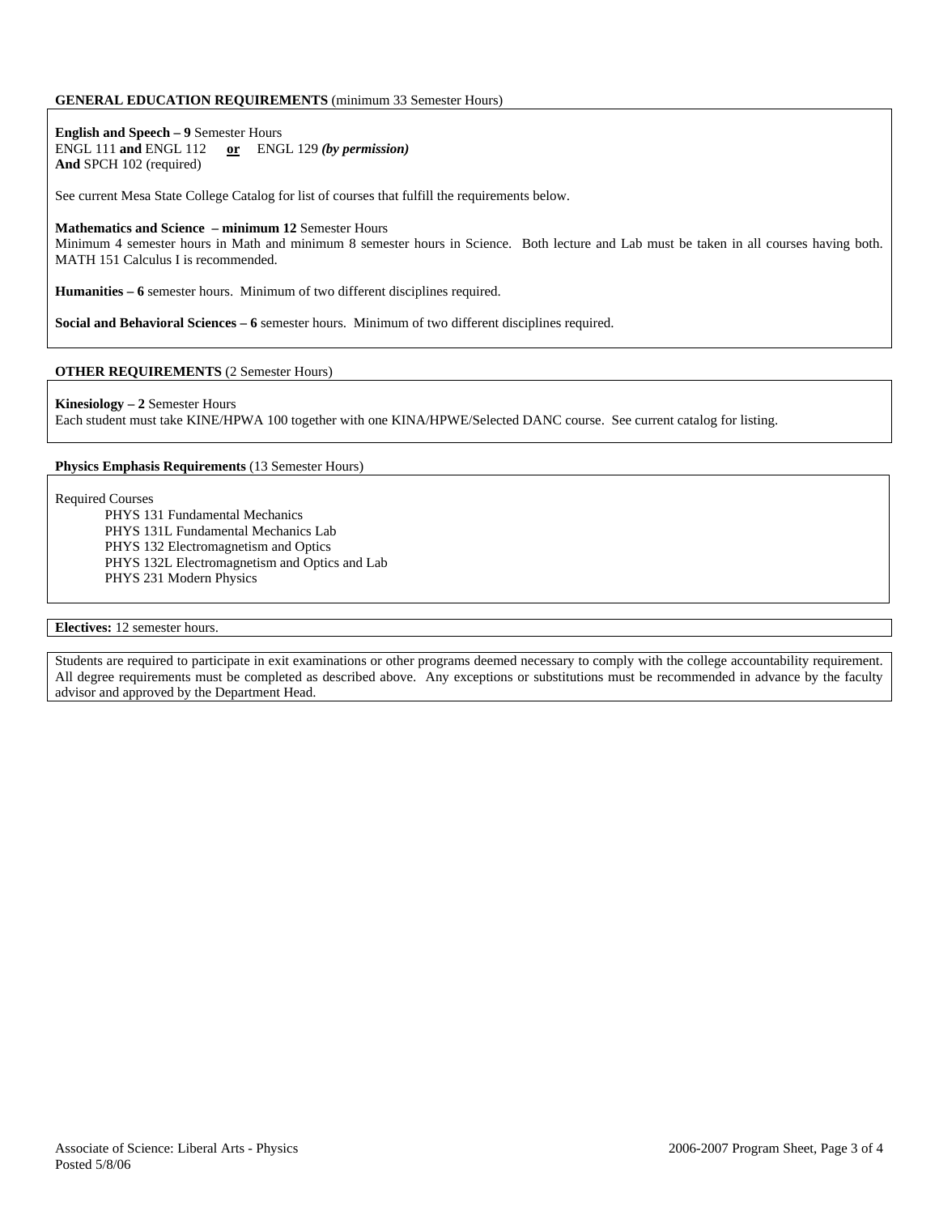**GENERAL EDUCATION REQUIREMENTS** (minimum 33 Semester Hours)

**English and Speech – 9** Semester Hours
ENGL 111 **and** ENGL 112 **or** ENGL 129 ***(by permission)***
**And** SPCH 102 (required)

See current Mesa State College Catalog for list of courses that fulfill the requirements below.

**Mathematics and Science – minimum 12** Semester Hours
Minimum 4 semester hours in Math and minimum 8 semester hours in Science. Both lecture and Lab must be taken in all courses having both. MATH 151 Calculus I is recommended.

**Humanities – 6** semester hours. Minimum of two different disciplines required.

**Social and Behavioral Sciences – 6** semester hours. Minimum of two different disciplines required.

**OTHER REQUIREMENTS** (2 Semester Hours)

**Kinesiology – 2** Semester Hours
Each student must take KINE/HPWA 100 together with one KINA/HPWE/Selected DANC course. See current catalog for listing.

**Physics Emphasis Requirements** (13 Semester Hours)

Required Courses

- PHYS 131 Fundamental Mechanics
- PHYS 131L Fundamental Mechanics Lab
- PHYS 132 Electromagnetism and Optics
- PHYS 132L Electromagnetism and Optics and Lab
- PHYS 231 Modern Physics

**Electives:** 12 semester hours.

Students are required to participate in exit examinations or other programs deemed necessary to comply with the college accountability requirement. All degree requirements must be completed as described above. Any exceptions or substitutions must be recommended in advance by the faculty advisor and approved by the Department Head.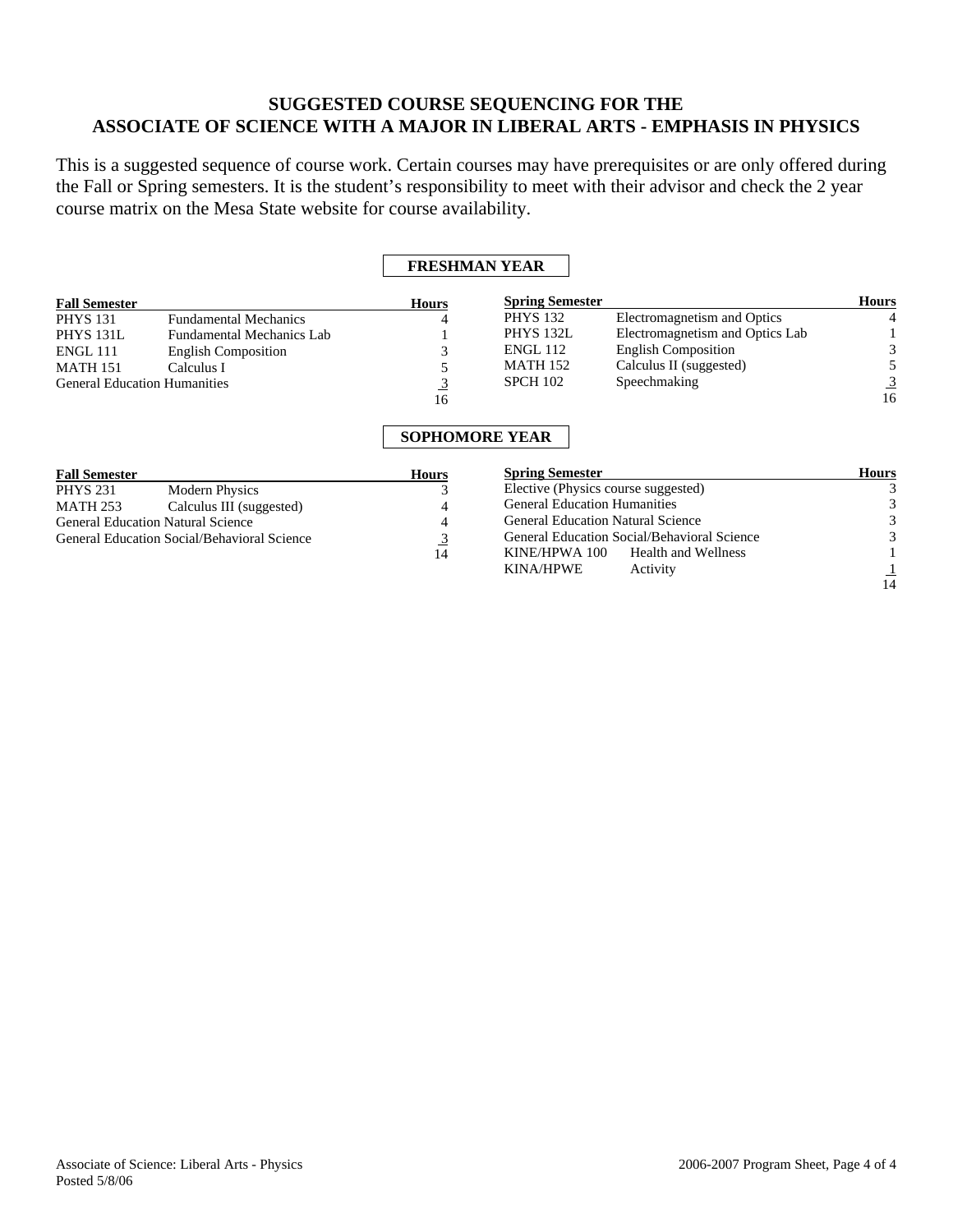## SUGGESTED COURSE SEQUENCING FOR THE ASSOCIATE OF SCIENCE WITH A MAJOR IN LIBERAL ARTS - EMPHASIS IN PHYSICS

This is a suggested sequence of course work. Certain courses may have prerequisites or are only offered during the Fall or Spring semesters. It is the student's responsibility to meet with their advisor and check the 2 year course matrix on the Mesa State website for course availability.

### FRESHMAN YEAR

| Fall Semester | | Hours |
|---|---|---|
| PHYS 131 | Fundamental Mechanics | 4 |
| PHYS 131L | Fundamental Mechanics Lab | 1 |
| ENGL 111 | English Composition | 3 |
| MATH 151 | Calculus I | 5 |
| General Education Humanities | | 3 |
| | | 16 |

| Spring Semester | | Hours |
|---|---|---|
| PHYS 132 | Electromagnetism and Optics | 4 |
| PHYS 132L | Electromagnetism and Optics Lab | 1 |
| ENGL 112 | English Composition | 3 |
| MATH 152 | Calculus II (suggested) | 5 |
| SPCH 102 | Speechmaking | 3 |
| | | 16 |

### SOPHOMORE YEAR

| Fall Semester | | Hours |
|---|---|---|
| PHYS 231 | Modern Physics | 3 |
| MATH 253 | Calculus III (suggested) | 4 |
| General Education Natural Science | | 4 |
| General Education Social/Behavioral Science | | 3 |
| | | 14 |

| Spring Semester | | Hours |
|---|---|---|
| Elective (Physics course suggested) | | 3 |
| General Education Humanities | | 3 |
| General Education Natural Science | | 3 |
| General Education Social/Behavioral Science | | 3 |
| KINE/HPWA 100 | Health and Wellness | 1 |
| KINA/HPWE | Activity | 1 |
| | | 14 |

Associate of Science: Liberal Arts - Physics
Posted 5/8/06